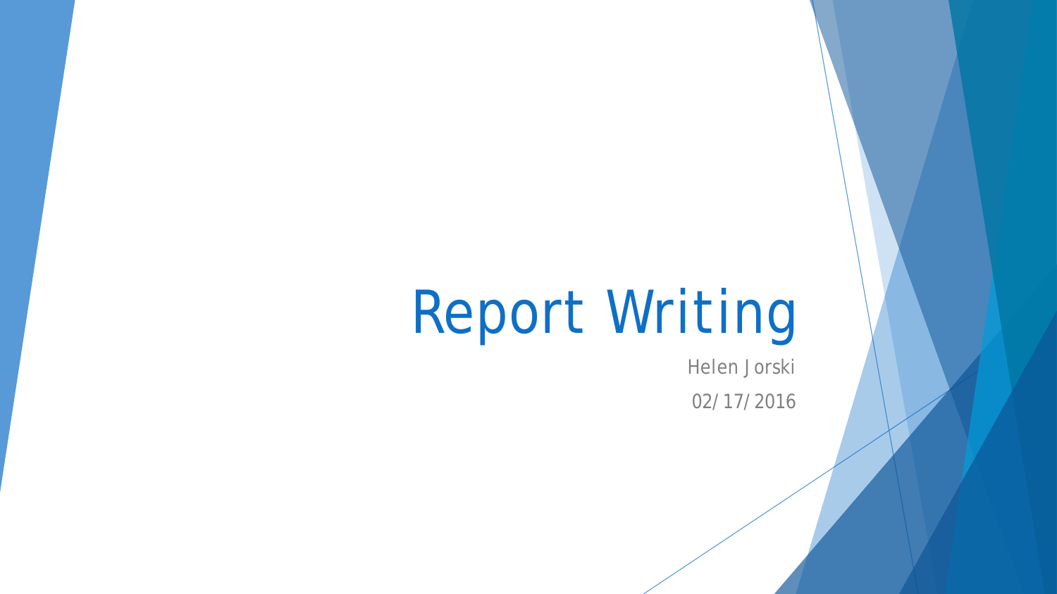# Report Writing

Helen Jorski

02/17/2016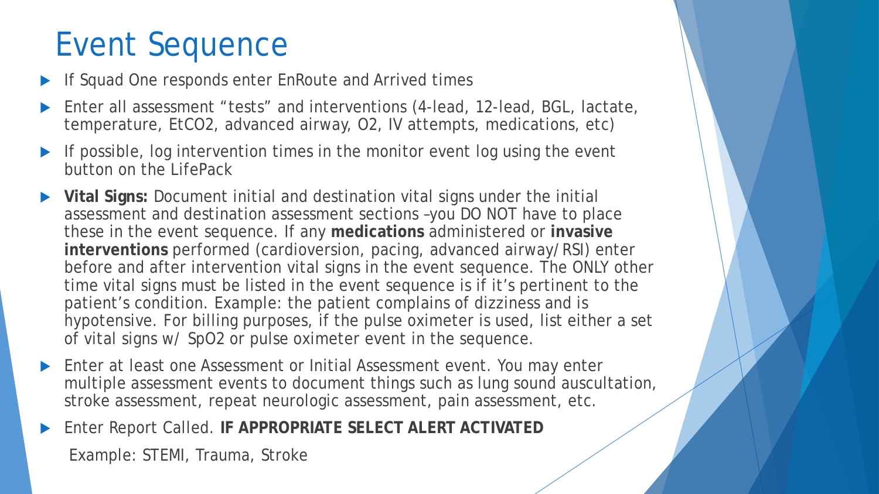# Event Sequence

- If Squad One responds enter EnRoute and Arrived times
- Enter all assessment “tests” and interventions (4-lead, 12-lead, BGL, lactate, temperature, EtCO2, advanced airway, O2, IV attempts, medications, etc)
- If possible, log intervention times in the monitor event log using the event button on the LifePack
- **Vital Signs:** Document initial and destination vital signs under the initial assessment and destination assessment sections –you DO NOT have to place these in the event sequence. If any **medications** administered or **invasive interventions** performed (cardioversion, pacing, advanced airway/RSI) enter before and after intervention vital signs in the event sequence. The ONLY other time vital signs must be listed in the event sequence is if it’s pertinent to the patient’s condition. Example: the patient complains of dizziness and is hypotensive. For billing purposes, if the pulse oximeter is used, list either a set of vital signs w/ SpO2 or pulse oximeter event in the sequence.
- Enter at least one Assessment or Initial Assessment event. You may enter multiple assessment events to document things such as lung sound auscultation, stroke assessment, repeat neurologic assessment, pain assessment, etc.
- Enter Report Called. **IF APPROPRIATE SELECT ALERT ACTIVATED**

  Example: STEMI, Trauma, Stroke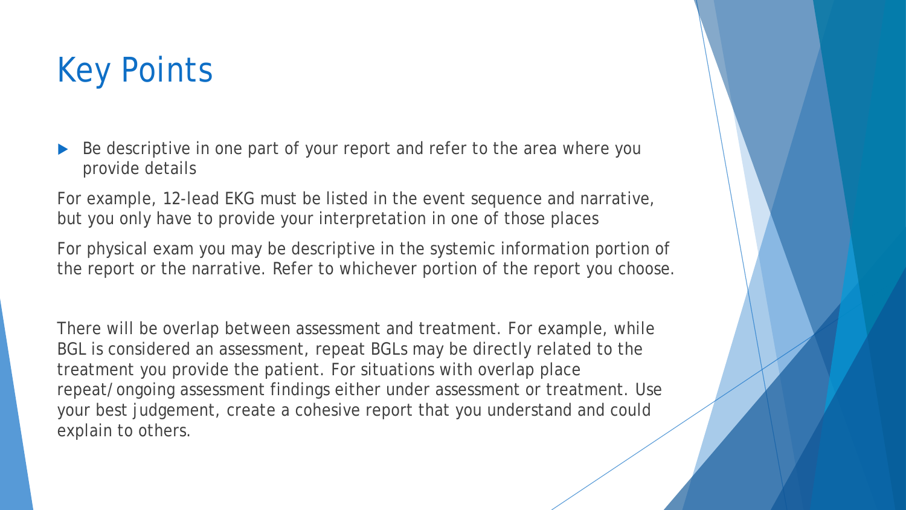# Key Points

- Be descriptive in one part of your report and refer to the area where you provide details

For example, 12-lead EKG must be listed in the event sequence and narrative, but you only have to provide your interpretation in one of those places

For physical exam you may be descriptive in the systemic information portion of the report or the narrative. Refer to whichever portion of the report you choose.

There will be overlap between assessment and treatment. For example, while BGL is considered an assessment, repeat BGLs may be directly related to the treatment you provide the patient. For situations with overlap place repeat/ongoing assessment findings either under assessment or treatment. Use your best judgement, create a cohesive report that you understand and could explain to others.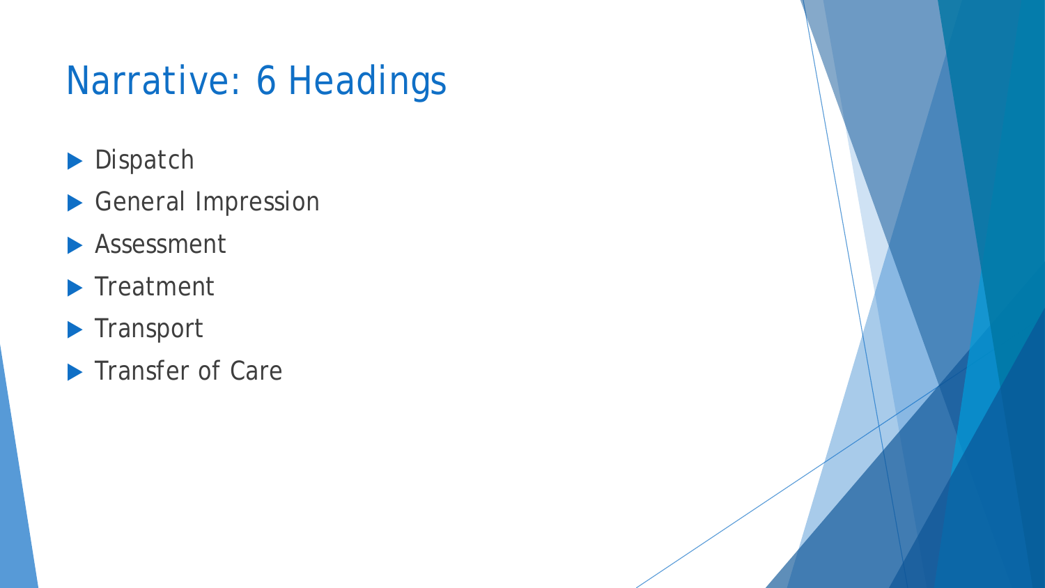# Narrative: 6 Headings

- Dispatch
- General Impression
- Assessment
- Treatment
- Transport
- Transfer of Care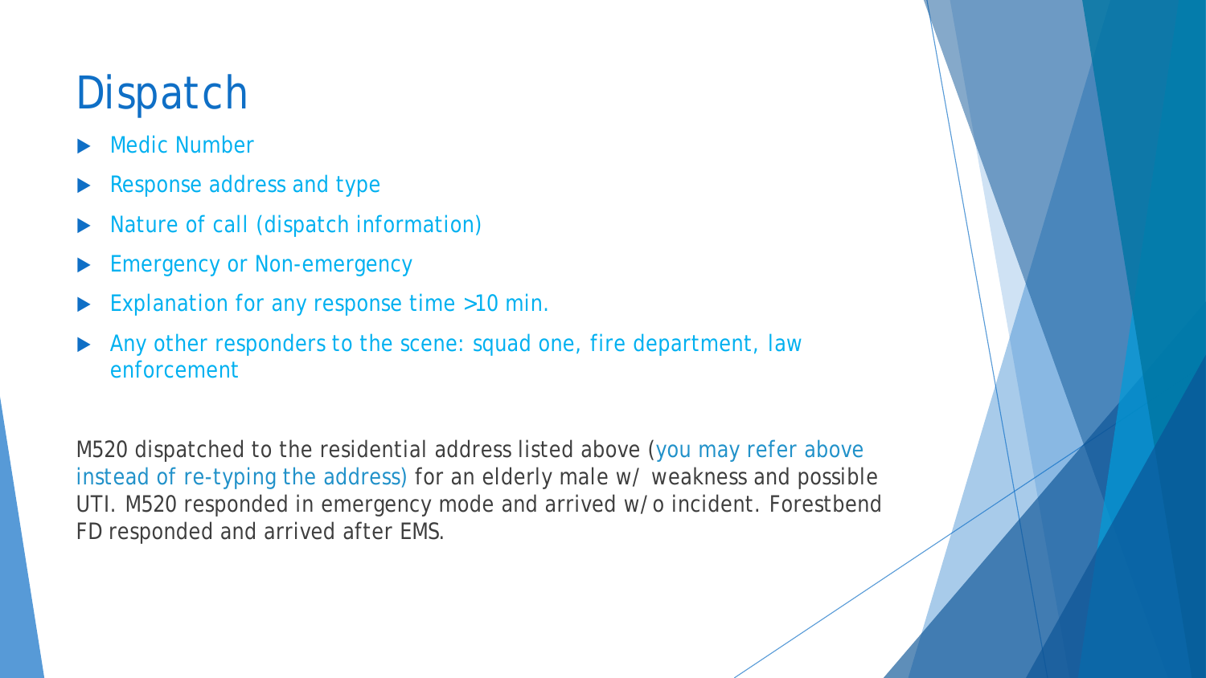# Dispatch

- Medic Number
- Response address and type
- Nature of call (dispatch information)
- Emergency or Non-emergency
- Explanation for any response time >10 min.
- Any other responders to the scene: squad one, fire department, law enforcement

M520 dispatched to the residential address listed above (you may refer above instead of re-typing the address) for an elderly male w/ weakness and possible UTI. M520 responded in emergency mode and arrived w/o incident. Forestbend FD responded and arrived after EMS.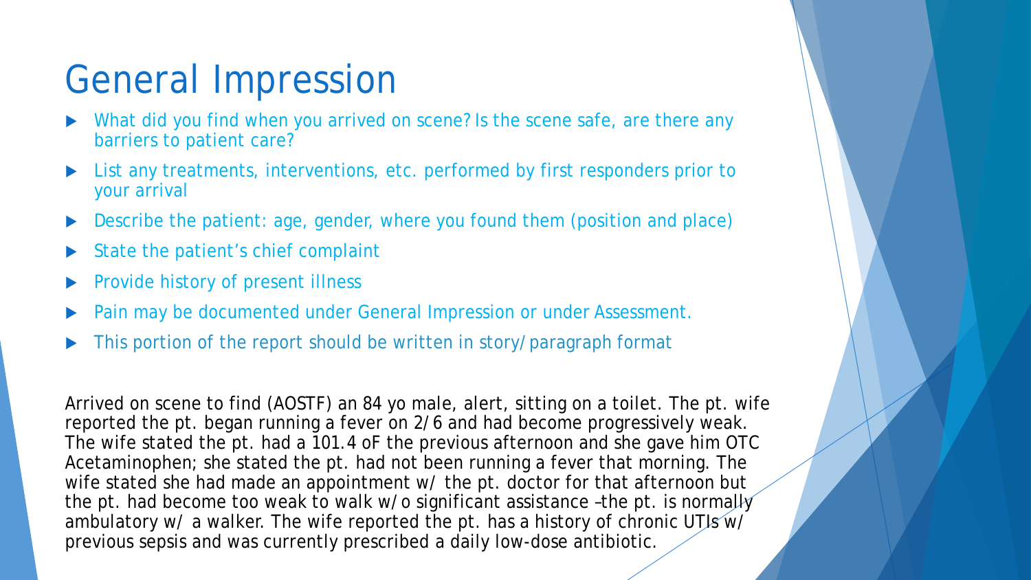# General Impression

- What did you find when you arrived on scene? Is the scene safe, are there any barriers to patient care?
- List any treatments, interventions, etc. performed by first responders prior to your arrival
- Describe the patient: age, gender, where you found them (position and place)
- State the patient's chief complaint
- Provide history of present illness
- Pain may be documented under General Impression or under Assessment.
- This portion of the report should be written in story/paragraph format

Arrived on scene to find (AOSTF) an 84 yo male, alert, sitting on a toilet. The pt. wife reported the pt. began running a fever on 2/6 and had become progressively weak. The wife stated the pt. had a 101.4 oF the previous afternoon and she gave him OTC Acetaminophen; she stated the pt. had not been running a fever that morning. The wife stated she had made an appointment w/ the pt. doctor for that afternoon but the pt. had become too weak to walk w/o significant assistance –the pt. is normally ambulatory w/ a walker. The wife reported the pt. has a history of chronic UTIs w/ previous sepsis and was currently prescribed a daily low-dose antibiotic.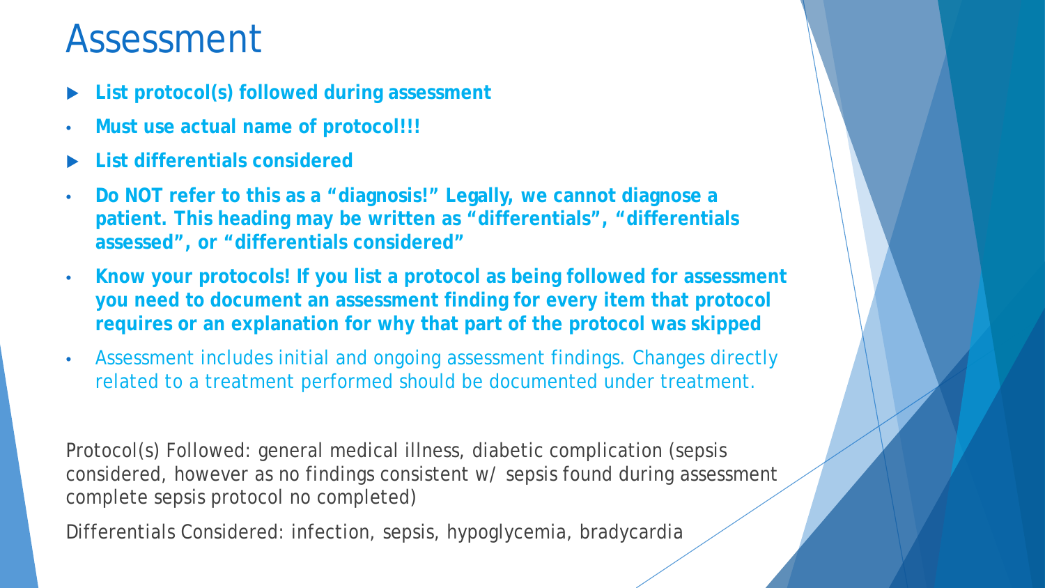# Assessment

- **List protocol(s) followed during assessment**
- **Must use actual name of protocol!!!**
- **List differentials considered**
- **Do NOT refer to this as a "diagnosis!" Legally, we cannot diagnose a patient. This heading may be written as "differentials", "differentials assessed", or "differentials considered"**
- **Know your protocols! If you list a protocol as being followed for assessment you need to document an assessment finding for every item that protocol requires or an explanation for why that part of the protocol was skipped**
- Assessment includes initial and ongoing assessment findings. Changes directly related to a treatment performed should be documented under treatment.

Protocol(s) Followed: general medical illness, diabetic complication (sepsis considered, however as no findings consistent w/ sepsis found during assessment complete sepsis protocol no completed)

Differentials Considered: infection, sepsis, hypoglycemia, bradycardia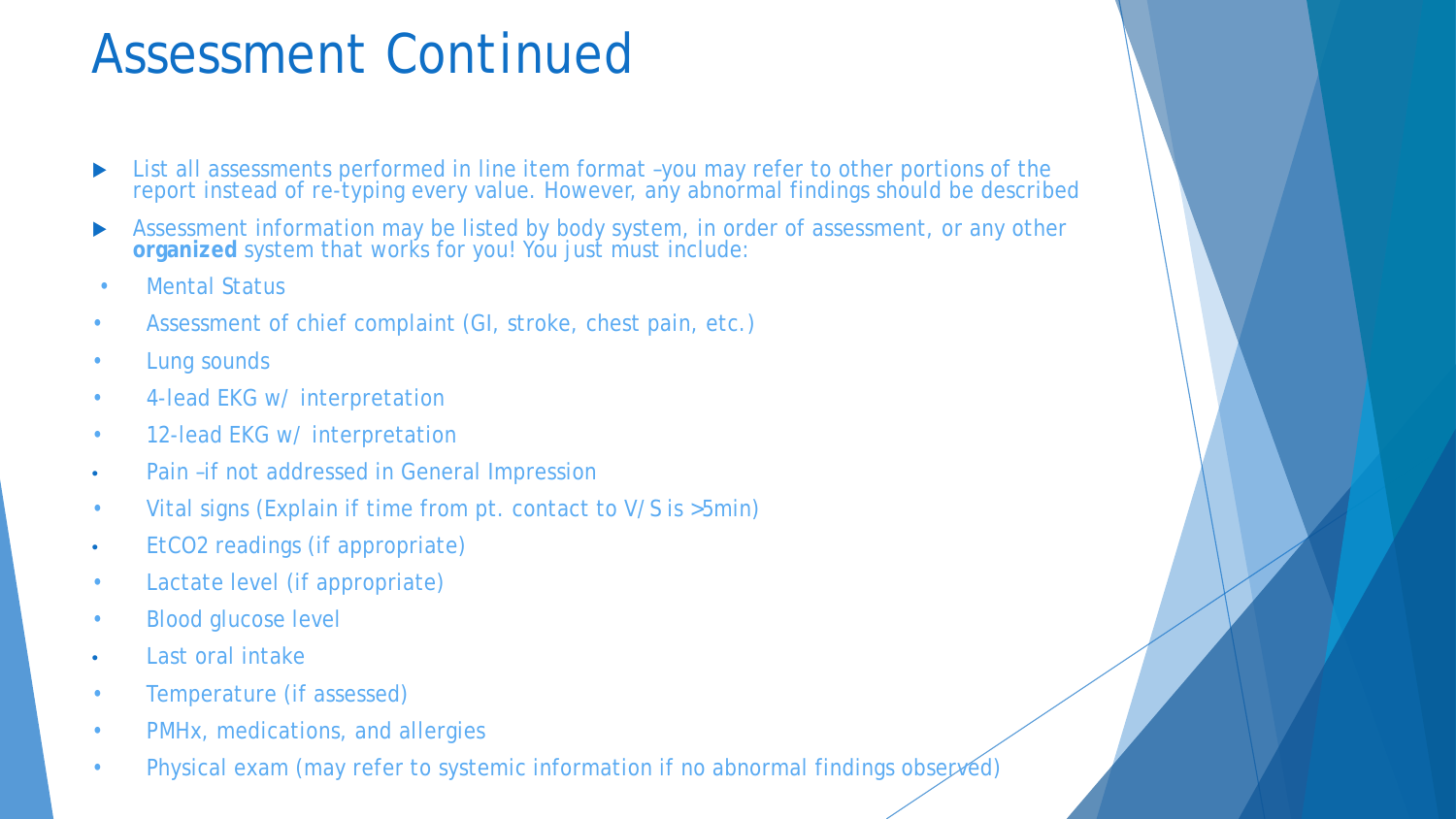# Assessment Continued

- List all assessments performed in line item format –you may refer to other portions of the report instead of re-typing every value. However, any abnormal findings should be described
- Assessment information may be listed by body system, in order of assessment, or any other **organized** system that works for you! You just must include:
  - Mental Status
  - Assessment of chief complaint (GI, stroke, chest pain, etc.)
  - Lung sounds
  - 4-lead EKG w/ interpretation
  - 12-lead EKG w/ interpretation
  - Pain –if not addressed in General Impression
  - Vital signs (Explain if time from pt. contact to V/S is >5min)
  - EtCO2 readings (if appropriate)
  - Lactate level (if appropriate)
  - Blood glucose level
  - Last oral intake
  - Temperature (if assessed)
  - PMHx, medications, and allergies
  - Physical exam (may refer to systemic information if no abnormal findings observed)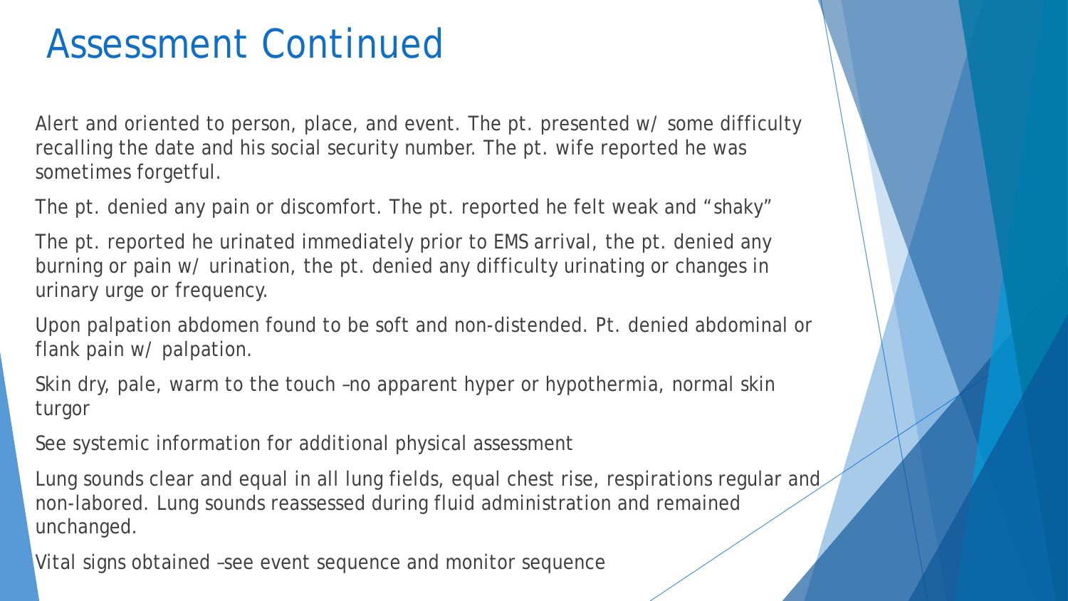# Assessment Continued

Alert and oriented to person, place, and event. The pt. presented w/ some difficulty recalling the date and his social security number. The pt. wife reported he was sometimes forgetful.

The pt. denied any pain or discomfort. The pt. reported he felt weak and "shaky"

The pt. reported he urinated immediately prior to EMS arrival, the pt. denied any burning or pain w/ urination, the pt. denied any difficulty urinating or changes in urinary urge or frequency.

Upon palpation abdomen found to be soft and non-distended. Pt. denied abdominal or flank pain w/ palpation.

Skin dry, pale, warm to the touch –no apparent hyper or hypothermia, normal skin turgor

See systemic information for additional physical assessment

Lung sounds clear and equal in all lung fields, equal chest rise, respirations regular and non-labored. Lung sounds reassessed during fluid administration and remained unchanged.

Vital signs obtained –see event sequence and monitor sequence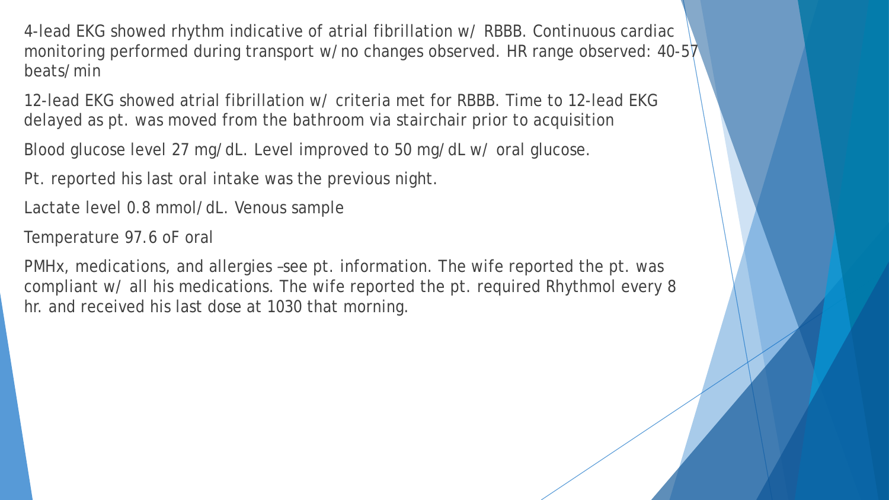4-lead EKG showed rhythm indicative of atrial fibrillation w/ RBBB. Continuous cardiac monitoring performed during transport w/no changes observed. HR range observed: 40-57 beats/min

12-lead EKG showed atrial fibrillation w/ criteria met for RBBB. Time to 12-lead EKG delayed as pt. was moved from the bathroom via stairchair prior to acquisition

Blood glucose level 27 mg/dL. Level improved to 50 mg/dL w/ oral glucose.

Pt. reported his last oral intake was the previous night.

Lactate level 0.8 mmol/dL. Venous sample

Temperature 97.6 oF oral

PMHx, medications, and allergies –see pt. information. The wife reported the pt. was compliant w/ all his medications. The wife reported the pt. required Rhythmol every 8 hr. and received his last dose at 1030 that morning.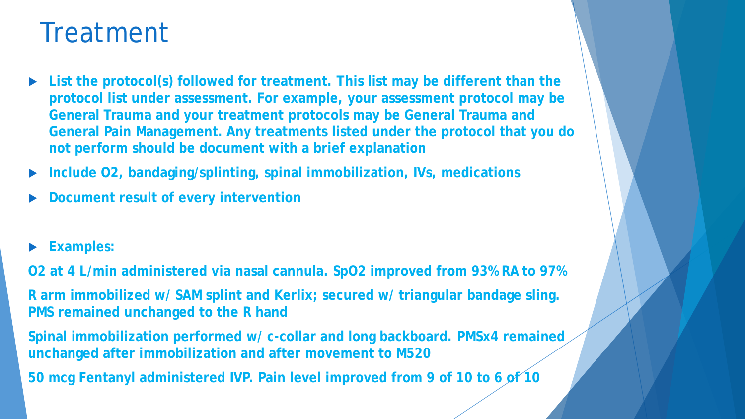# Treatment

- **List the protocol(s) followed for treatment. This list may be different than the protocol list under assessment. For example, your assessment protocol may be General Trauma and your treatment protocols may be General Trauma and General Pain Management. Any treatments listed under the protocol that you do not perform should be document with a brief explanation**
- **Include O2, bandaging/splinting, spinal immobilization, IVs, medications**
- **Document result of every intervention**

- **Examples:**

**O2 at 4 L/min administered via nasal cannula. SpO2 improved from 93% RA to 97%**

**R arm immobilized w/ SAM splint and Kerlix; secured w/ triangular bandage sling. PMS remained unchanged to the R hand**

**Spinal immobilization performed w/ c-collar and long backboard. PMSx4 remained unchanged after immobilization and after movement to M520**

**50 mcg Fentanyl administered IVP. Pain level improved from 9 of 10 to 6 of 10**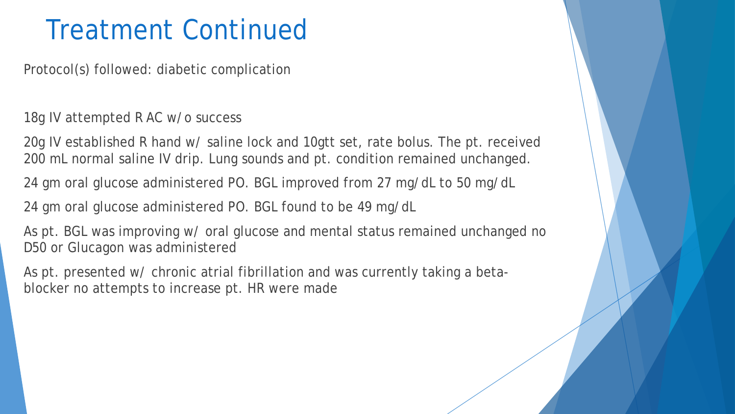# Treatment Continued

Protocol(s) followed: diabetic complication

18g IV attempted R AC w/o success

20g IV established R hand w/ saline lock and 10gtt set, rate bolus. The pt. received 200 mL normal saline IV drip. Lung sounds and pt. condition remained unchanged.

24 gm oral glucose administered PO. BGL improved from 27 mg/dL to 50 mg/dL

24 gm oral glucose administered PO. BGL found to be 49 mg/dL

As pt. BGL was improving w/ oral glucose and mental status remained unchanged no D50 or Glucagon was administered

As pt. presented w/ chronic atrial fibrillation and was currently taking a beta-blocker no attempts to increase pt. HR were made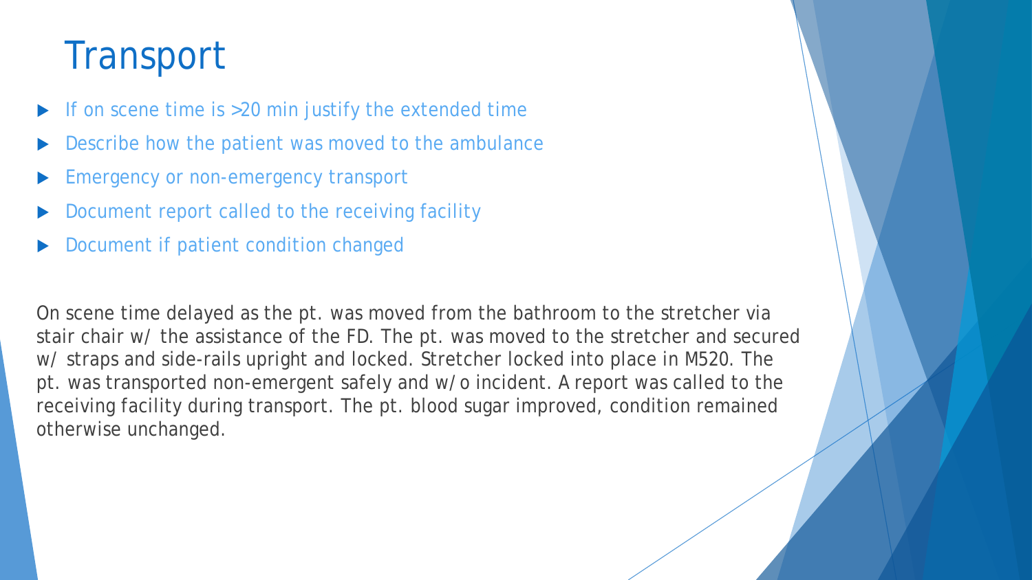# Transport

- If on scene time is >20 min justify the extended time
- Describe how the patient was moved to the ambulance
- Emergency or non-emergency transport
- Document report called to the receiving facility
- Document if patient condition changed

On scene time delayed as the pt. was moved from the bathroom to the stretcher via stair chair w/ the assistance of the FD. The pt. was moved to the stretcher and secured w/ straps and side-rails upright and locked. Stretcher locked into place in M520. The pt. was transported non-emergent safely and w/o incident. A report was called to the receiving facility during transport. The pt. blood sugar improved, condition remained otherwise unchanged.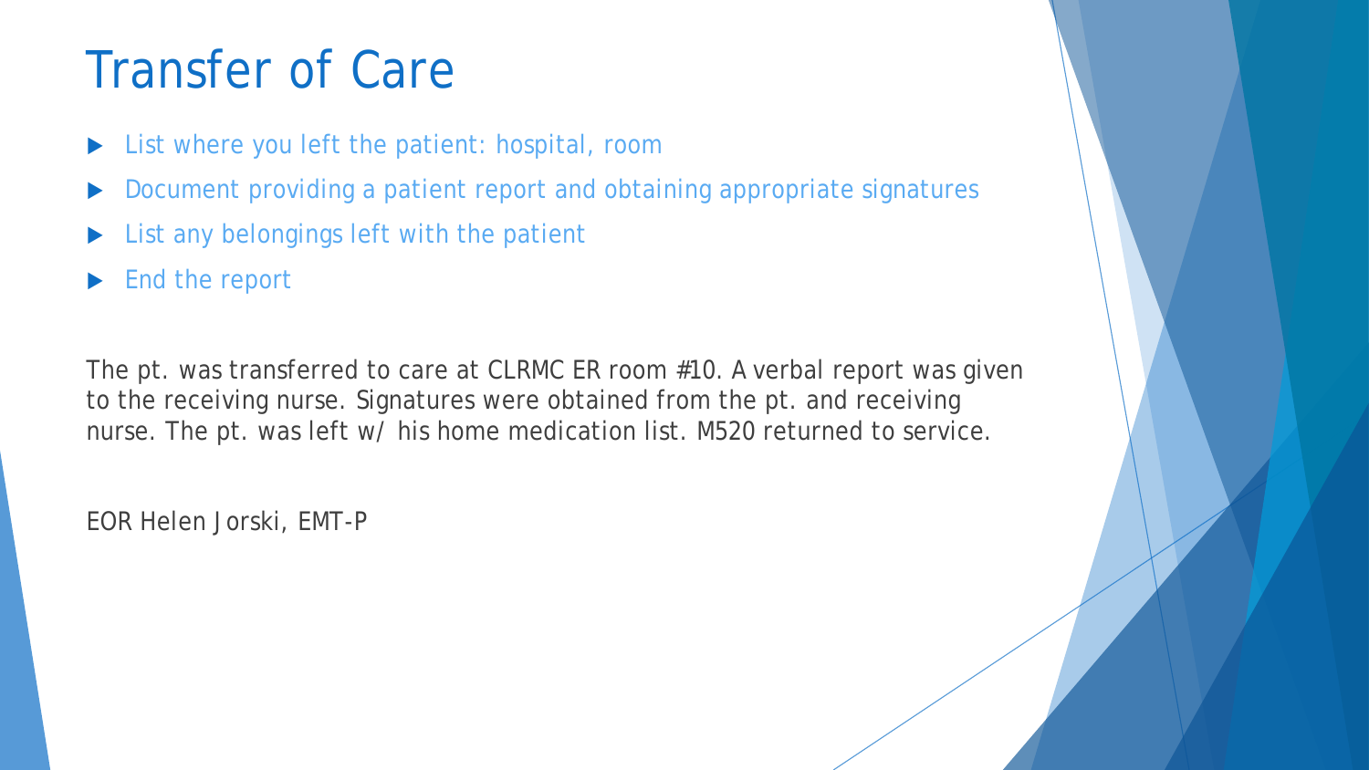# Transfer of Care

- List where you left the patient: hospital, room
- Document providing a patient report and obtaining appropriate signatures
- List any belongings left with the patient
- End the report

The pt. was transferred to care at CLRMC ER room #10. A verbal report was given to the receiving nurse. Signatures were obtained from the pt. and receiving nurse. The pt. was left w/ his home medication list. M520 returned to service.

EOR Helen Jorski, EMT-P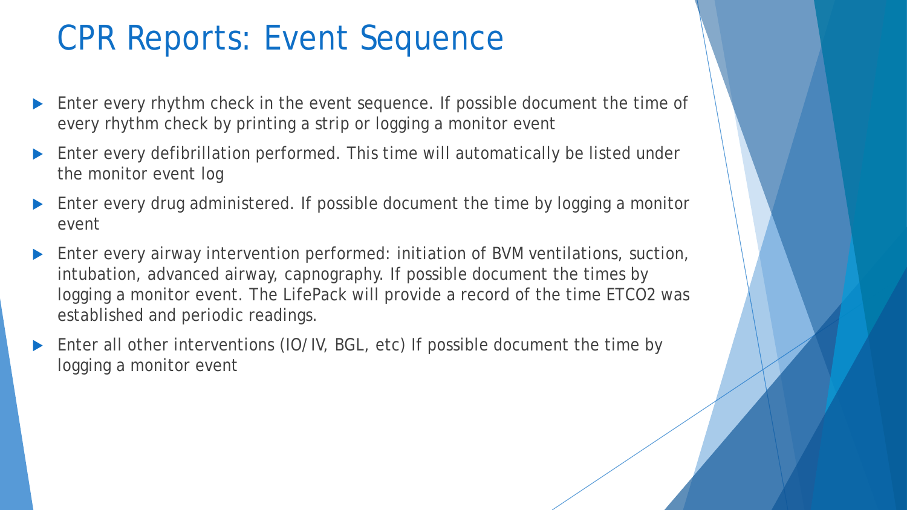# CPR Reports: Event Sequence

- Enter every rhythm check in the event sequence. If possible document the time of every rhythm check by printing a strip or logging a monitor event
- Enter every defibrillation performed. This time will automatically be listed under the monitor event log
- Enter every drug administered. If possible document the time by logging a monitor event
- Enter every airway intervention performed: initiation of BVM ventilations, suction, intubation, advanced airway, capnography. If possible document the times by logging a monitor event. The LifePack will provide a record of the time ETCO2 was established and periodic readings.
- Enter all other interventions (IO/IV, BGL, etc) If possible document the time by logging a monitor event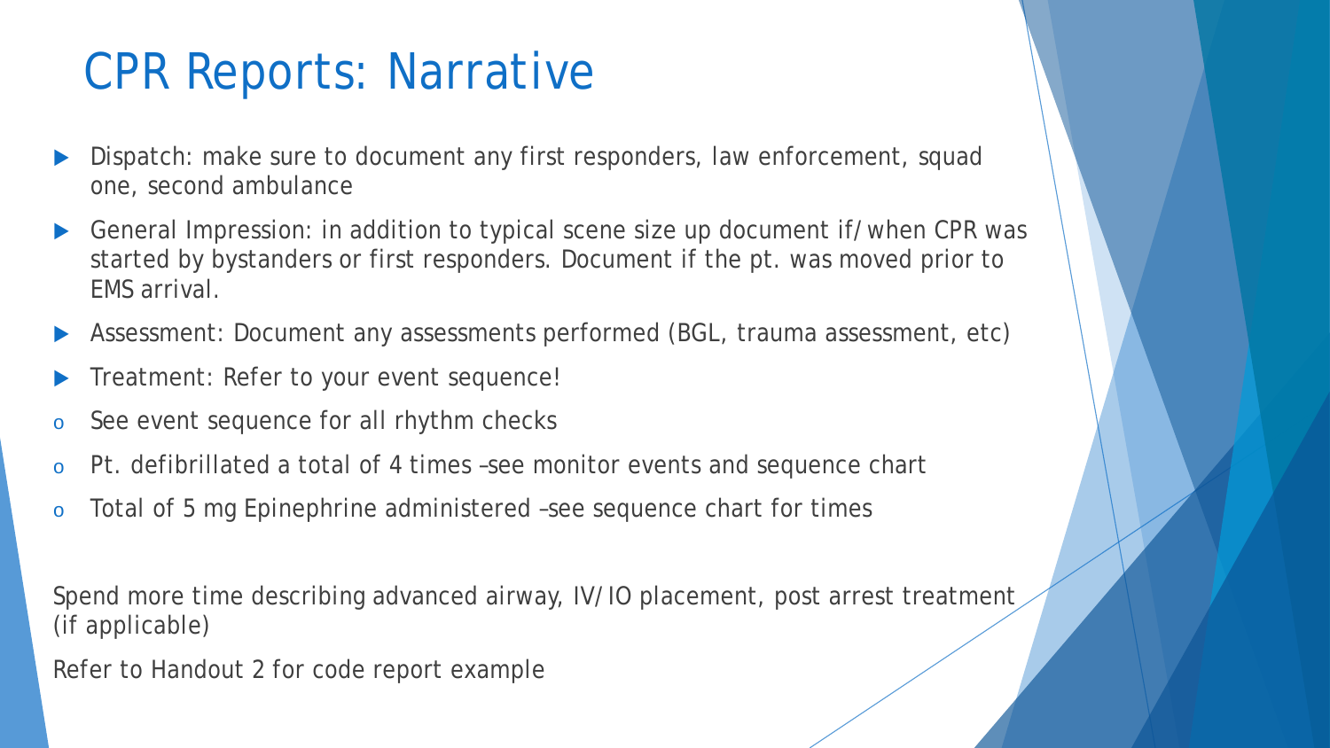# CPR Reports: Narrative

- Dispatch: make sure to document any first responders, law enforcement, squad one, second ambulance
- General Impression: in addition to typical scene size up document if/when CPR was started by bystanders or first responders. Document if the pt. was moved prior to EMS arrival.
- Assessment: Document any assessments performed (BGL, trauma assessment, etc)
- Treatment: Refer to your event sequence!
  - See event sequence for all rhythm checks
  - Pt. defibrillated a total of 4 times –see monitor events and sequence chart
  - Total of 5 mg Epinephrine administered –see sequence chart for times

Spend more time describing advanced airway, IV/IO placement, post arrest treatment (if applicable)

Refer to Handout 2 for code report example